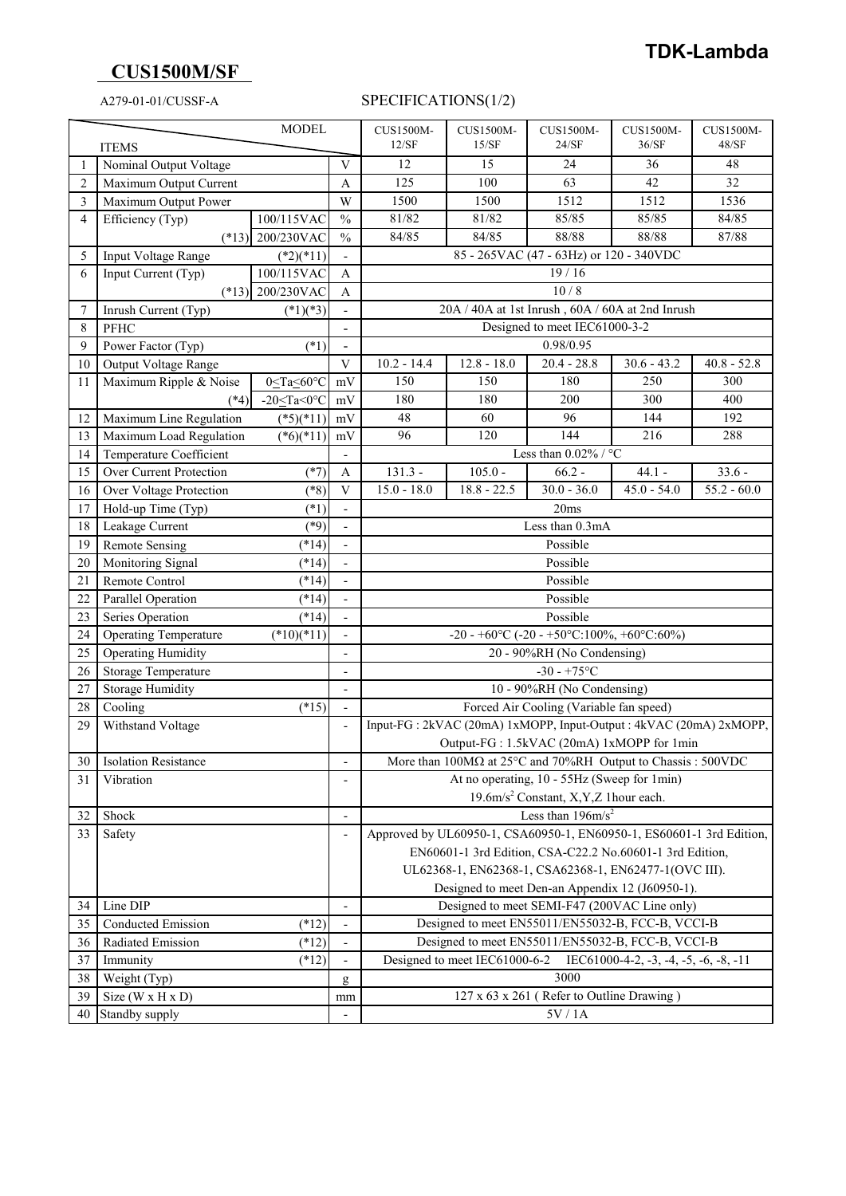**TDK-Lambda**

## CUS1500M/SF

A279-01-01/CUSSF-A

SPECIFICATIONS(1/2)

| | ITEMS / MODEL | | | CUS1500M-12/SF | CUS1500M-15/SF | CUS1500M-24/SF | CUS1500M-36/SF | CUS1500M-48/SF |
|---|---|---|---|---|---|---|---|---|
| 1 | Nominal Output Voltage | | V | 12 | 15 | 24 | 36 | 48 |
| 2 | Maximum Output Current | | A | 125 | 100 | 63 | 42 | 32 |
| 3 | Maximum Output Power | | W | 1500 | 1500 | 1512 | 1512 | 1536 |
| 4 | Efficiency (Typ) | 100/115VAC | % | 81/82 | 81/82 | 85/85 | 85/85 | 84/85 |
| | (*13) | 200/230VAC | % | 84/85 | 84/85 | 88/88 | 88/88 | 87/88 |
| 5 | Input Voltage Range | (*2)(*11) | - | 85 - 265VAC (47 - 63Hz) or 120 - 340VDC | | | | |
| 6 | Input Current (Typ) | 100/115VAC | A | 19 / 16 | | | | |
| | (*13) | 200/230VAC | A | 10 / 8 | | | | |
| 7 | Inrush Current (Typ) | (*1)(*3) | - | 20A / 40A at 1st Inrush , 60A / 60A at 2nd Inrush | | | | |
| 8 | PFHC | | - | Designed to meet IEC61000-3-2 | | | | |
| 9 | Power Factor (Typ) | (*1) | - | 0.98/0.95 | | | | |
| 10 | Output Voltage Range | | V | 10.2 - 14.4 | 12.8 - 18.0 | 20.4 - 28.8 | 30.6 - 43.2 | 40.8 - 52.8 |
| 11 | Maximum Ripple & Noise | 0≤Ta≤60°C | mV | 150 | 150 | 180 | 250 | 300 |
| | (*4) | -20≤Ta<0°C | mV | 180 | 180 | 200 | 300 | 400 |
| 12 | Maximum Line Regulation | (*5)(*11) | mV | 48 | 60 | 96 | 144 | 192 |
| 13 | Maximum Load Regulation | (*6)(*11) | mV | 96 | 120 | 144 | 216 | 288 |
| 14 | Temperature Coefficient | | - | Less than 0.02% / °C | | | | |
| 15 | Over Current Protection | (*7) | A | 131.3 - | 105.0 - | 66.2 - | 44.1 - | 33.6 - |
| 16 | Over Voltage Protection | (*8) | V | 15.0 - 18.0 | 18.8 - 22.5 | 30.0 - 36.0 | 45.0 - 54.0 | 55.2 - 60.0 |
| 17 | Hold-up Time (Typ) | (*1) | - | 20ms | | | | |
| 18 | Leakage Current | (*9) | - | Less than 0.3mA | | | | |
| 19 | Remote Sensing | (*14) | - | Possible | | | | |
| 20 | Monitoring Signal | (*14) | - | Possible | | | | |
| 21 | Remote Control | (*14) | - | Possible | | | | |
| 22 | Parallel Operation | (*14) | - | Possible | | | | |
| 23 | Series Operation | (*14) | - | Possible | | | | |
| 24 | Operating Temperature | (*10)(*11) | - | -20 - +60°C (-20 - +50°C:100%, +60°C:60%) | | | | |
| 25 | Operating Humidity | | - | 20 - 90%RH (No Condensing) | | | | |
| 26 | Storage Temperature | | - | -30 - +75°C | | | | |
| 27 | Storage Humidity | | - | 10 - 90%RH (No Condensing) | | | | |
| 28 | Cooling | (*15) | - | Forced Air Cooling (Variable fan speed) | | | | |
| 29 | Withstand Voltage | | - | Input-FG : 2kVAC (20mA) 1xMOPP, Input-Output : 4kVAC (20mA) 2xMOPP, Output-FG : 1.5kVAC (20mA) 1xMOPP for 1min | | | | |
| 30 | Isolation Resistance | | - | More than 100MΩ at 25°C and 70%RH Output to Chassis : 500VDC | | | | |
| 31 | Vibration | | - | At no operating, 10 - 55Hz (Sweep for 1min) 19.6m/s² Constant, X,Y,Z 1hour each. | | | | |
| 32 | Shock | | - | Less than 196m/s² | | | | |
| 33 | Safety | | - | Approved by UL60950-1, CSA60950-1, EN60950-1, ES60601-1 3rd Edition, EN60601-1 3rd Edition, CSA-C22.2 No.60601-1 3rd Edition, UL62368-1, EN62368-1, CSA62368-1, EN62477-1(OVC III). Designed to meet Den-an Appendix 12 (J60950-1). | | | | |
| 34 | Line DIP | | - | Designed to meet SEMI-F47 (200VAC Line only) | | | | |
| 35 | Conducted Emission | (*12) | - | Designed to meet EN55011/EN55032-B, FCC-B, VCCI-B | | | | |
| 36 | Radiated Emission | (*12) | - | Designed to meet EN55011/EN55032-B, FCC-B, VCCI-B | | | | |
| 37 | Immunity | (*12) | - | Designed to meet IEC61000-6-2 IEC61000-4-2, -3, -4, -5, -6, -8, -11 | | | | |
| 38 | Weight (Typ) | | g | 3000 | | | | |
| 39 | Size (W x H x D) | | mm | 127 x 63 x 261 ( Refer to Outline Drawing ) | | | | |
| 40 | Standby supply | | - | 5V / 1A | | | | |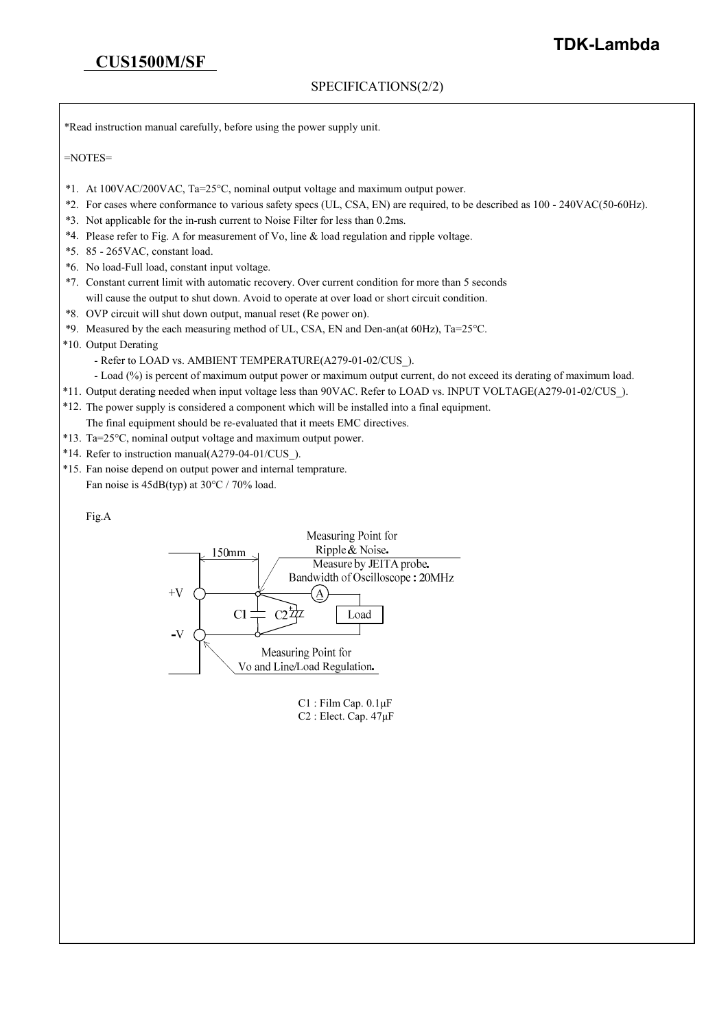# CUS1500M/SF

## SPECIFICATIONS(2/2)

*Read instruction manual carefully, before using the power supply unit.

=NOTES=

*1. At 100VAC/200VAC, Ta=25°C, nominal output voltage and maximum output power.
*2. For cases where conformance to various safety specs (UL, CSA, EN) are required, to be described as 100 - 240VAC(50-60Hz).
*3. Not applicable for the in-rush current to Noise Filter for less than 0.2ms.
*4. Please refer to Fig. A for measurement of Vo, line & load regulation and ripple voltage.
*5. 85 - 265VAC, constant load.
*6. No load-Full load, constant input voltage.
*7. Constant current limit with automatic recovery. Over current condition for more than 5 seconds
    will cause the output to shut down. Avoid to operate at over load or short circuit condition.
*8. OVP circuit will shut down output, manual reset (Re power on).
*9. Measured by the each measuring method of UL, CSA, EN and Den-an(at 60Hz), Ta=25°C.
*10. Output Derating
    - Refer to LOAD vs. AMBIENT TEMPERATURE(A279-01-02/CUS_).
    - Load (%) is percent of maximum output power or maximum output current, do not exceed its derating of maximum load.
*11. Output derating needed when input voltage less than 90VAC. Refer to LOAD vs. INPUT VOLTAGE(A279-01-02/CUS_).
*12. The power supply is considered a component which will be installed into a final equipment.
    The final equipment should be re-evaluated that it meets EMC directives.
*13. Ta=25°C, nominal output voltage and maximum output power.
*14. Refer to instruction manual(A279-04-01/CUS_).
*15. Fan noise depend on output power and internal temprature.
    Fan noise is 45dB(typ) at 30°C / 70% load.

Fig.A

150mm

Measuring Point for Ripple & Noise.
Measure by JEITA probe.
Bandwidth of Oscilloscope : 20MHz

+V

-V

C1

C2

A

Load

Measuring Point for Vo and Line/Load Regulation.

C1 : Film Cap. 0.1μF
C2 : Elect. Cap. 47μF